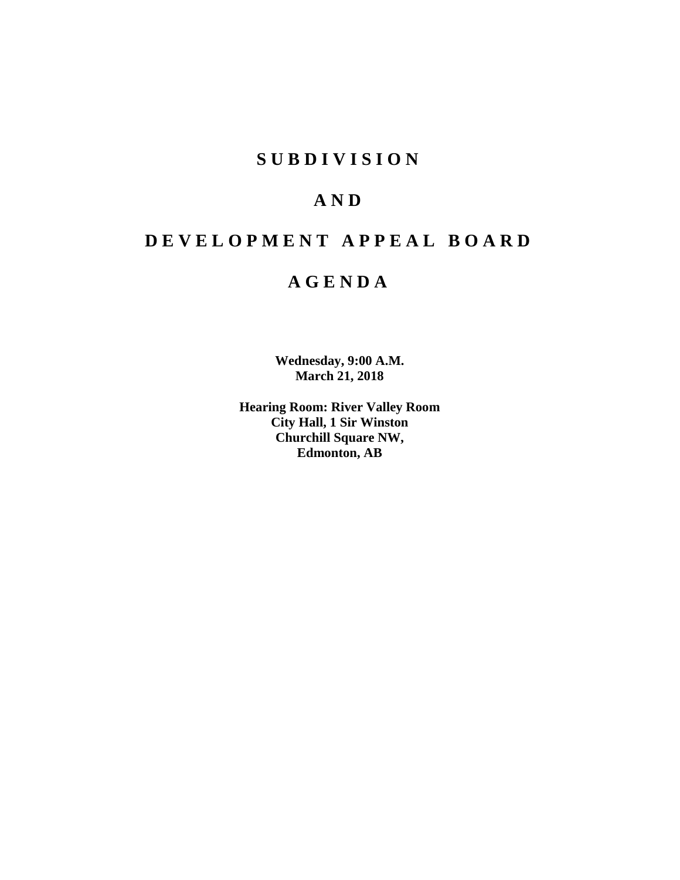# SUBDIVISION

# AND

# DEVELOPMENT APPEAL BOARD

# AGENDA

**Wednesday, 9:00 A.M.**
**March 21, 2018**

**Hearing Room: River Valley Room**
**City Hall, 1 Sir Winston**
**Churchill Square NW,**
**Edmonton, AB**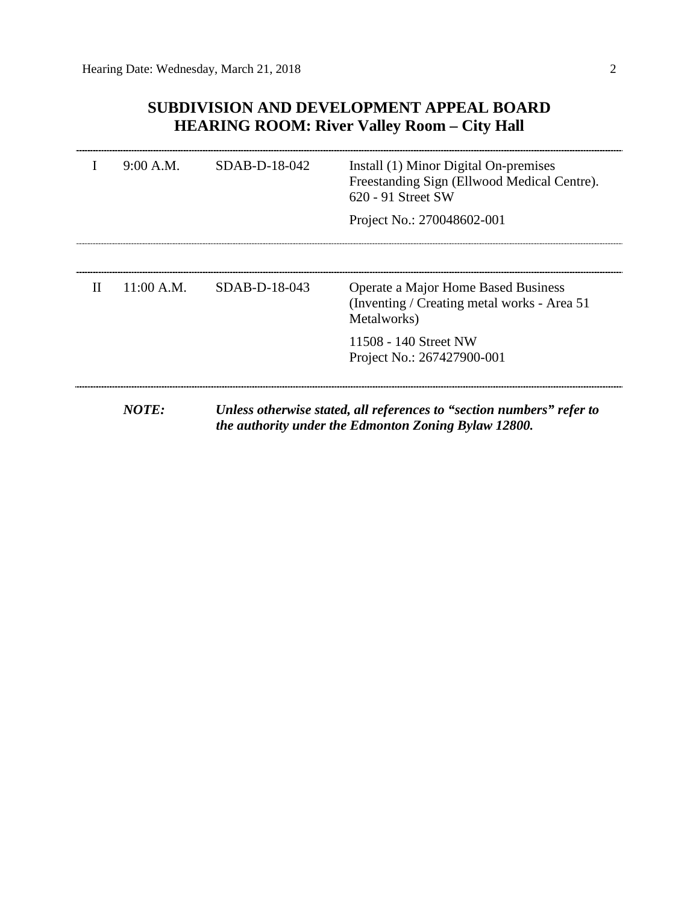## SUBDIVISION AND DEVELOPMENT APPEAL BOARD
## HEARING ROOM: River Valley Room – City Hall

| | | | |
|---|---|---|---|
| I | 9:00 A.M. | SDAB-D-18-042 | Install (1) Minor Digital On-premises Freestanding Sign (Ellwood Medical Centre). 620 - 91 Street SW<br><br>Project No.: 270048602-001 |
| II | 11:00 A.M. | SDAB-D-18-043 | Operate a Major Home Based Business (Inventing / Creating metal works - Area 51 Metalworks)<br><br>11508 - 140 Street NW<br>Project No.: 267427900-001 |

***NOTE:*** ***Unless otherwise stated, all references to "section numbers" refer to the authority under the Edmonton Zoning Bylaw 12800.***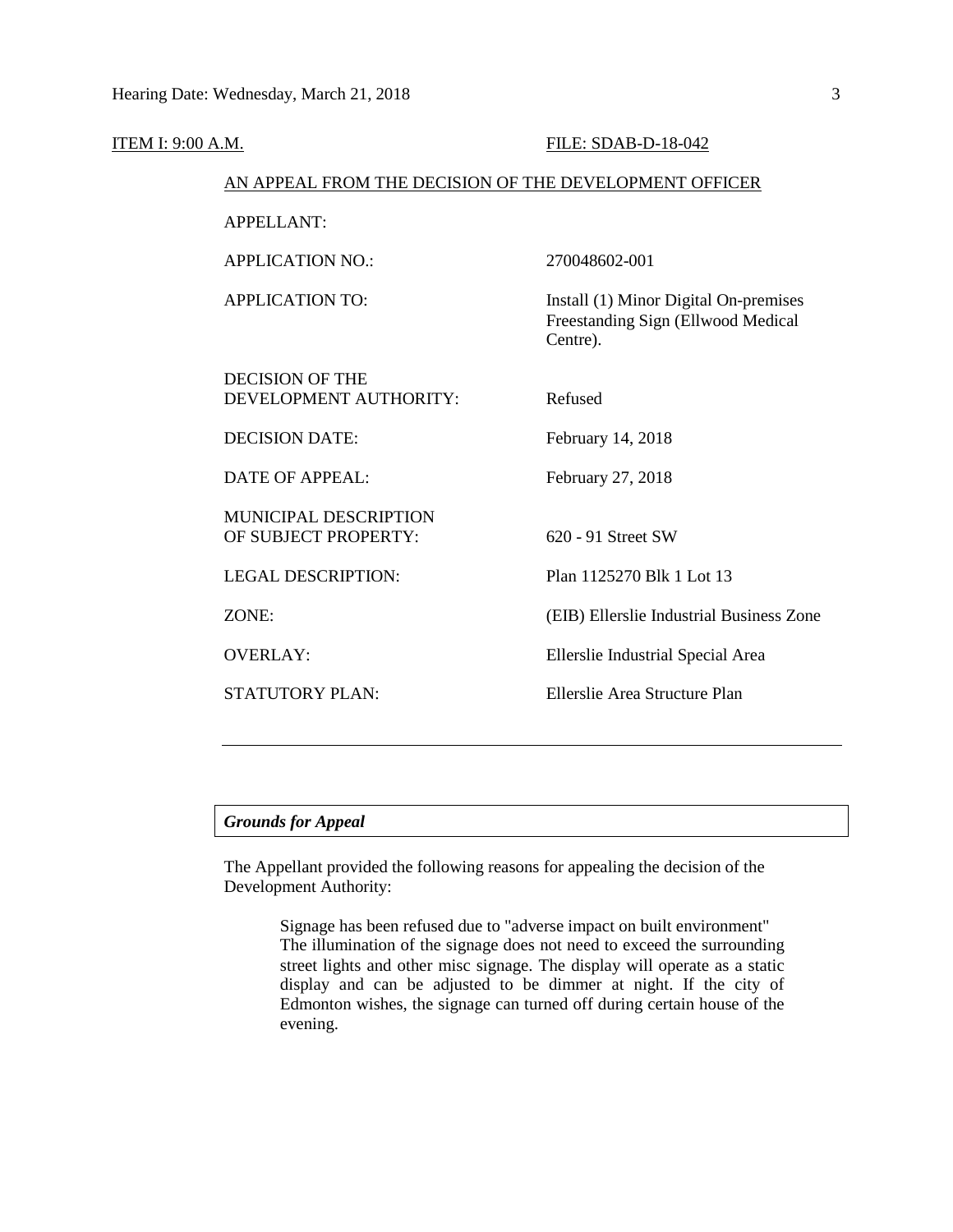ITEM I: 9:00 A.M. FILE: SDAB-D-18-042

AN APPEAL FROM THE DECISION OF THE DEVELOPMENT OFFICER

| | |
|---|---|
| APPELLANT: | |
| APPLICATION NO.: | 270048602-001 |
| APPLICATION TO: | Install (1) Minor Digital On-premises Freestanding Sign (Ellwood Medical Centre). |
| DECISION OF THE DEVELOPMENT AUTHORITY: | Refused |
| DECISION DATE: | February 14, 2018 |
| DATE OF APPEAL: | February 27, 2018 |
| MUNICIPAL DESCRIPTION OF SUBJECT PROPERTY: | 620 - 91 Street SW |
| LEGAL DESCRIPTION: | Plan 1125270 Blk 1 Lot 13 |
| ZONE: | (EIB) Ellerslie Industrial Business Zone |
| OVERLAY: | Ellerslie Industrial Special Area |
| STATUTORY PLAN: | Ellerslie Area Structure Plan |

---

***Grounds for Appeal***

The Appellant provided the following reasons for appealing the decision of the Development Authority:

> Signage has been refused due to "adverse impact on built environment" The illumination of the signage does not need to exceed the surrounding street lights and other misc signage. The display will operate as a static display and can be adjusted to be dimmer at night. If the city of Edmonton wishes, the signage can turned off during certain house of the evening.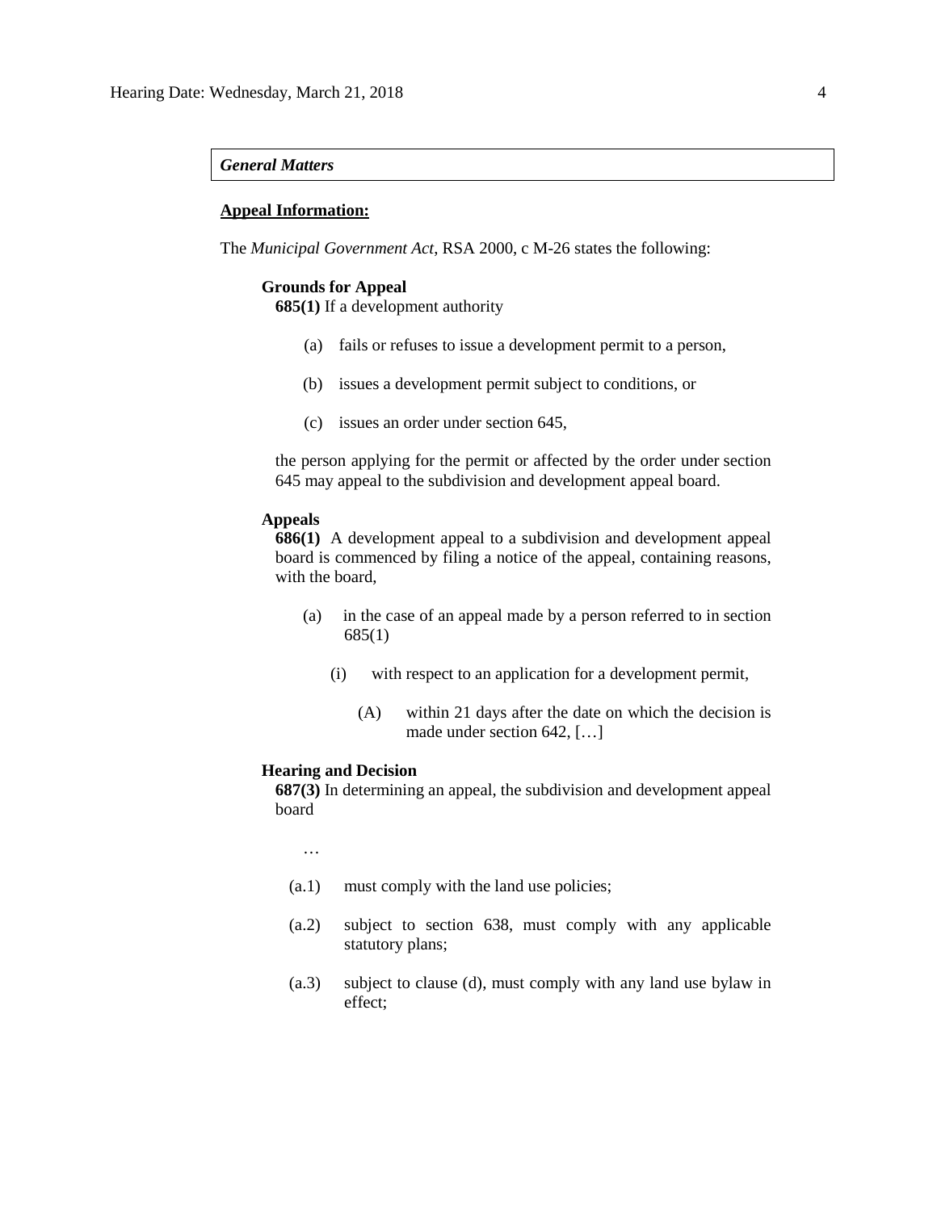*General Matters*

**Appeal Information:**

The *Municipal Government Act*, RSA 2000, c M-26 states the following:

**Grounds for Appeal**

**685(1)** If a development authority

(a) fails or refuses to issue a development permit to a person,

(b) issues a development permit subject to conditions, or

(c) issues an order under section 645,

the person applying for the permit or affected by the order under section 645 may appeal to the subdivision and development appeal board.

**Appeals**

**686(1)** A development appeal to a subdivision and development appeal board is commenced by filing a notice of the appeal, containing reasons, with the board,

(a) in the case of an appeal made by a person referred to in section 685(1)

(i) with respect to an application for a development permit,

(A) within 21 days after the date on which the decision is made under section 642, […]

**Hearing and Decision**

**687(3)** In determining an appeal, the subdivision and development appeal board

…

(a.1) must comply with the land use policies;

(a.2) subject to section 638, must comply with any applicable statutory plans;

(a.3) subject to clause (d), must comply with any land use bylaw in effect;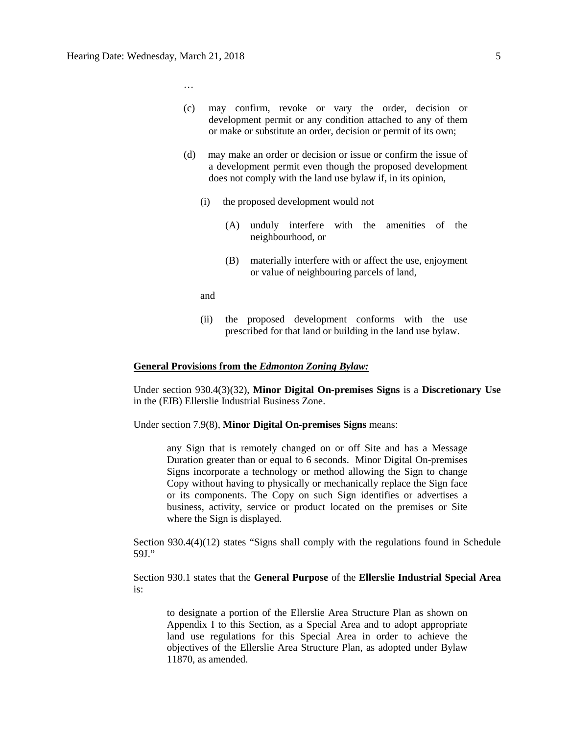…

(c) may confirm, revoke or vary the order, decision or development permit or any condition attached to any of them or make or substitute an order, decision or permit of its own;

(d) may make an order or decision or issue or confirm the issue of a development permit even though the proposed development does not comply with the land use bylaw if, in its opinion,

  (i) the proposed development would not

    (A) unduly interfere with the amenities of the neighbourhood, or

    (B) materially interfere with or affect the use, enjoyment or value of neighbouring parcels of land,

  and

  (ii) the proposed development conforms with the use prescribed for that land or building in the land use bylaw.

**General Provisions from the *Edmonton Zoning Bylaw:***

Under section 930.4(3)(32), **Minor Digital On-premises Signs** is a **Discretionary Use** in the (EIB) Ellerslie Industrial Business Zone.

Under section 7.9(8), **Minor Digital On-premises Signs** means:

> any Sign that is remotely changed on or off Site and has a Message Duration greater than or equal to 6 seconds. Minor Digital On-premises Signs incorporate a technology or method allowing the Sign to change Copy without having to physically or mechanically replace the Sign face or its components. The Copy on such Sign identifies or advertises a business, activity, service or product located on the premises or Site where the Sign is displayed.

Section 930.4(4)(12) states "Signs shall comply with the regulations found in Schedule 59J."

Section 930.1 states that the **General Purpose** of the **Ellerslie Industrial Special Area** is:

> to designate a portion of the Ellerslie Area Structure Plan as shown on Appendix I to this Section, as a Special Area and to adopt appropriate land use regulations for this Special Area in order to achieve the objectives of the Ellerslie Area Structure Plan, as adopted under Bylaw 11870, as amended.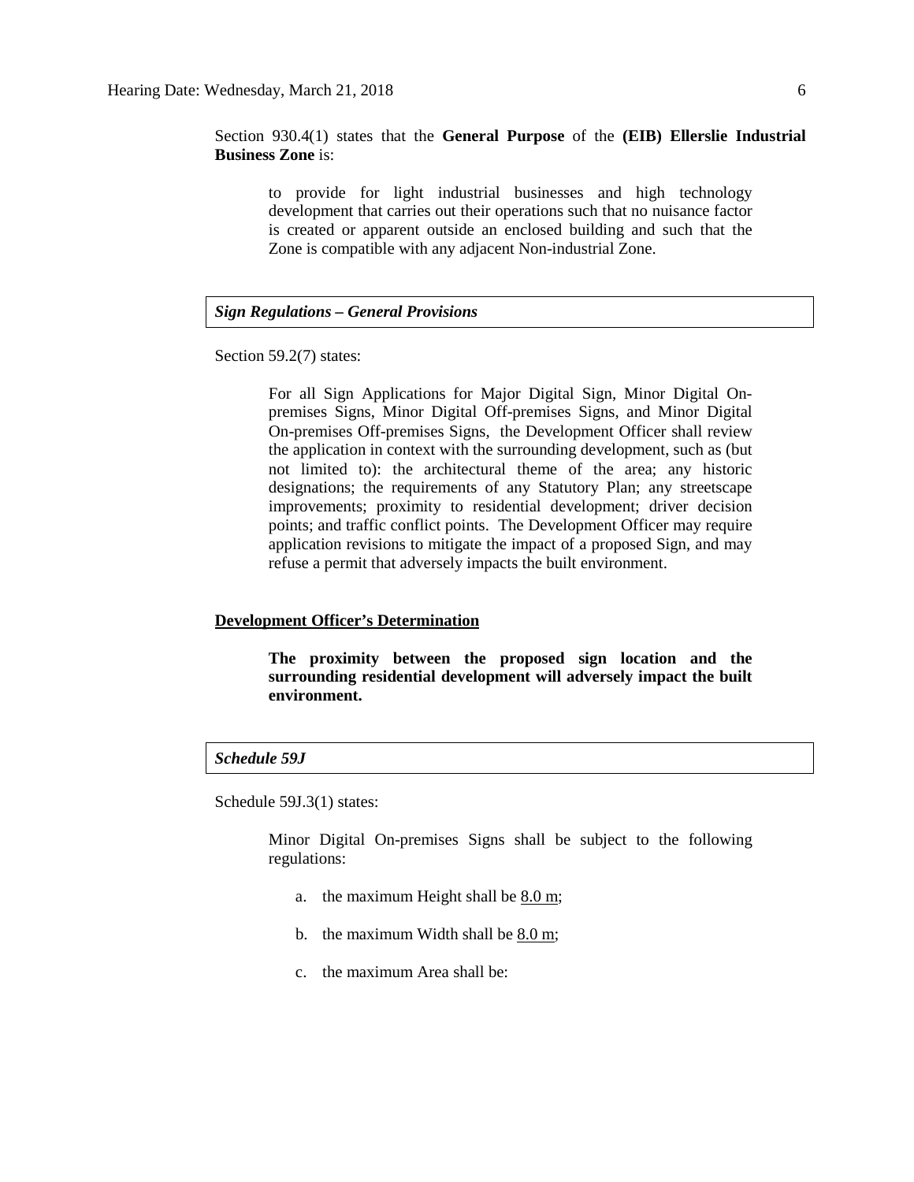Section 930.4(1) states that the **General Purpose** of the **(EIB) Ellerslie Industrial Business Zone** is:

> to provide for light industrial businesses and high technology development that carries out their operations such that no nuisance factor is created or apparent outside an enclosed building and such that the Zone is compatible with any adjacent Non-industrial Zone.

***Sign Regulations – General Provisions***

Section 59.2(7) states:

> For all Sign Applications for Major Digital Sign, Minor Digital On-premises Signs, Minor Digital Off-premises Signs, and Minor Digital On-premises Off-premises Signs, the Development Officer shall review the application in context with the surrounding development, such as (but not limited to): the architectural theme of the area; any historic designations; the requirements of any Statutory Plan; any streetscape improvements; proximity to residential development; driver decision points; and traffic conflict points. The Development Officer may require application revisions to mitigate the impact of a proposed Sign, and may refuse a permit that adversely impacts the built environment.

**Development Officer's Determination**

> **The proximity between the proposed sign location and the surrounding residential development will adversely impact the built environment.**

***Schedule 59J***

Schedule 59J.3(1) states:

> Minor Digital On-premises Signs shall be subject to the following regulations:
>
> a. the maximum Height shall be 8.0 m;
>
> b. the maximum Width shall be 8.0 m;
>
> c. the maximum Area shall be: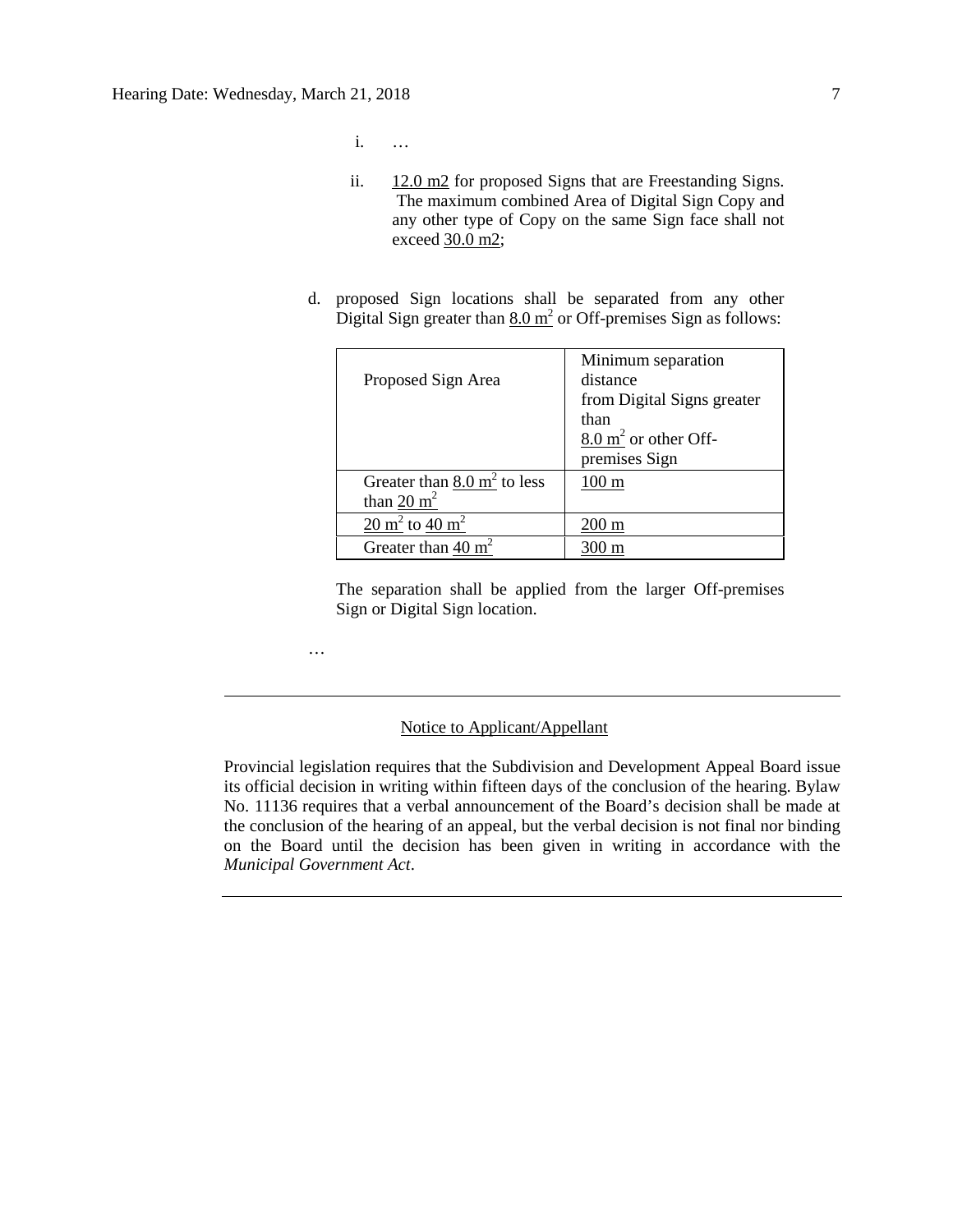i. …

ii. 12.0 m2 for proposed Signs that are Freestanding Signs. The maximum combined Area of Digital Sign Copy and any other type of Copy on the same Sign face shall not exceed 30.0 m2;

d. proposed Sign locations shall be separated from any other Digital Sign greater than $8.0 \text{ m}^2$ or Off-premises Sign as follows:

| Proposed Sign Area | Minimum separation distance from Digital Signs greater than $8.0 \text{ m}^2$ or other Off-premises Sign |
|---|---|
| Greater than $8.0 \text{ m}^2$ to less than $20 \text{ m}^2$ | 100 m |
| $20 \text{ m}^2$ to $40 \text{ m}^2$ | 200 m |
| Greater than $40 \text{ m}^2$ | 300 m |

The separation shall be applied from the larger Off-premises Sign or Digital Sign location.

…

---

Notice to Applicant/Appellant

Provincial legislation requires that the Subdivision and Development Appeal Board issue its official decision in writing within fifteen days of the conclusion of the hearing. Bylaw No. 11136 requires that a verbal announcement of the Board's decision shall be made at the conclusion of the hearing of an appeal, but the verbal decision is not final nor binding on the Board until the decision has been given in writing in accordance with the *Municipal Government Act*.

---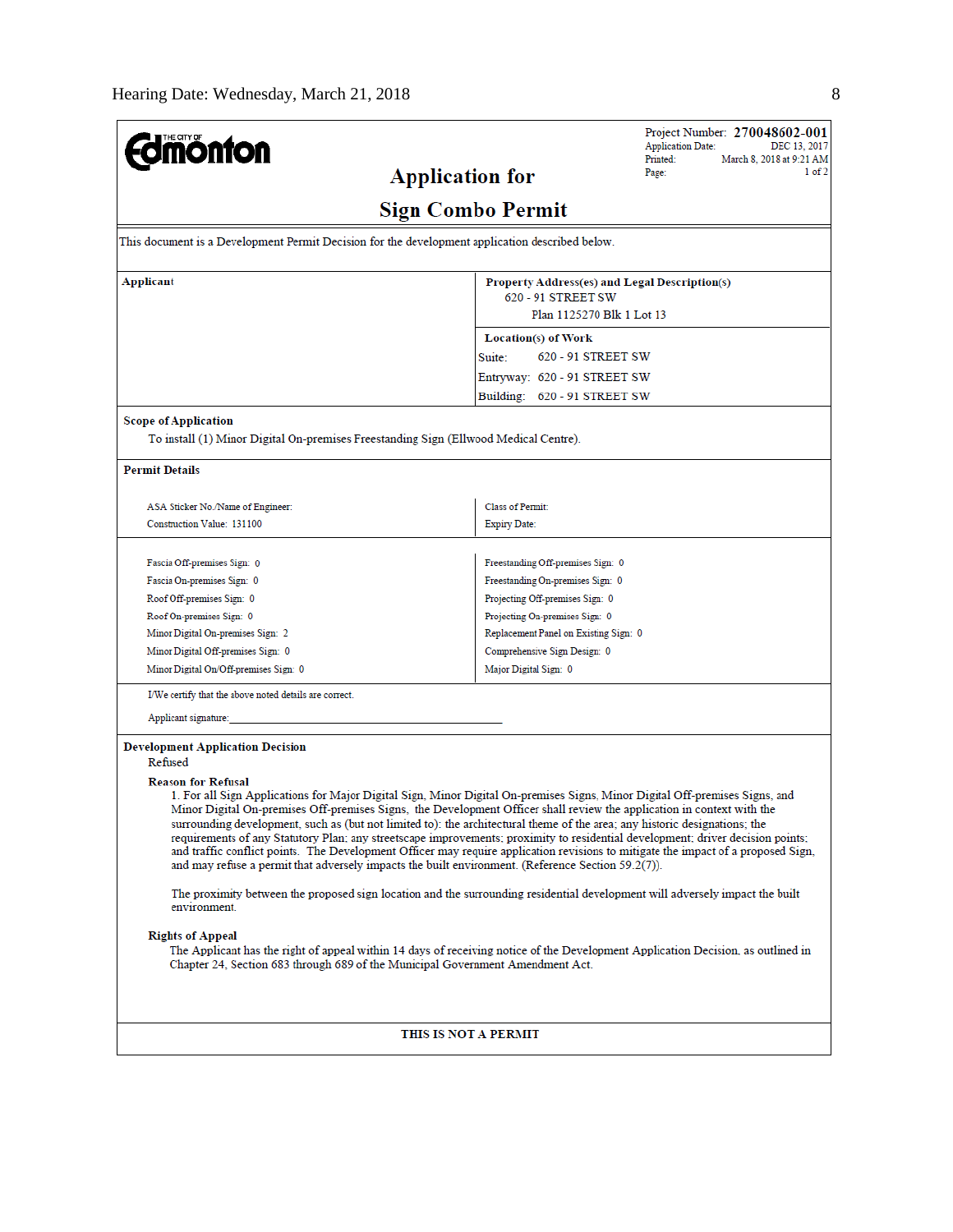Hearing Date: Wednesday, March 21, 2018

THE CITY OF Edmonton

Project Number: **270048602-001**
Application Date: DEC 13, 2017
Printed: March 8, 2018 at 9:21 AM
Page: 1 of 2

# Application for Sign Combo Permit

This document is a Development Permit Decision for the development application described below.

| **Applicant** | **Property Address(es) and Legal Description(s)** |
|---|---|
| | 620 - 91 STREET SW<br>Plan 1125270 Blk 1 Lot 13 |
| | **Location(s) of Work**<br>Suite: 620 - 91 STREET SW<br>Entryway: 620 - 91 STREET SW<br>Building: 620 - 91 STREET SW |

**Scope of Application**

To install (1) Minor Digital On-premises Freestanding Sign (Ellwood Medical Centre).

**Permit Details**

| | |
|---|---|
| ASA Sticker No./Name of Engineer: | Class of Permit: |
| Construction Value: 131100 | Expiry Date: |

| | |
|---|---|
| Fascia Off-premises Sign: 0 | Freestanding Off-premises Sign: 0 |
| Fascia On-premises Sign: 0 | Freestanding On-premises Sign: 0 |
| Roof Off-premises Sign: 0 | Projecting Off-premises Sign: 0 |
| Roof On-premises Sign: 0 | Projecting On-premises Sign: 0 |
| Minor Digital On-premises Sign: 2 | Replacement Panel on Existing Sign: 0 |
| Minor Digital Off-premises Sign: 0 | Comprehensive Sign Design: 0 |
| Minor Digital On/Off-premises Sign: 0 | Major Digital Sign: 0 |

I/We certify that the above noted details are correct.

Applicant signature:_______________________________________________

**Development Application Decision**

Refused

**Reason for Refusal**

1. For all Sign Applications for Major Digital Sign, Minor Digital On-premises Signs, Minor Digital Off-premises Signs, and Minor Digital On-premises Off-premises Signs, the Development Officer shall review the application in context with the surrounding development, such as (but not limited to): the architectural theme of the area; any historic designations; the requirements of any Statutory Plan; any streetscape improvements; proximity to residential development; driver decision points; and traffic conflict points. The Development Officer may require application revisions to mitigate the impact of a proposed Sign, and may refuse a permit that adversely impacts the built environment. (Reference Section 59.2(7)).

The proximity between the proposed sign location and the surrounding residential development will adversely impact the built environment.

**Rights of Appeal**

The Applicant has the right of appeal within 14 days of receiving notice of the Development Application Decision, as outlined in Chapter 24, Section 683 through 689 of the Municipal Government Amendment Act.

**THIS IS NOT A PERMIT**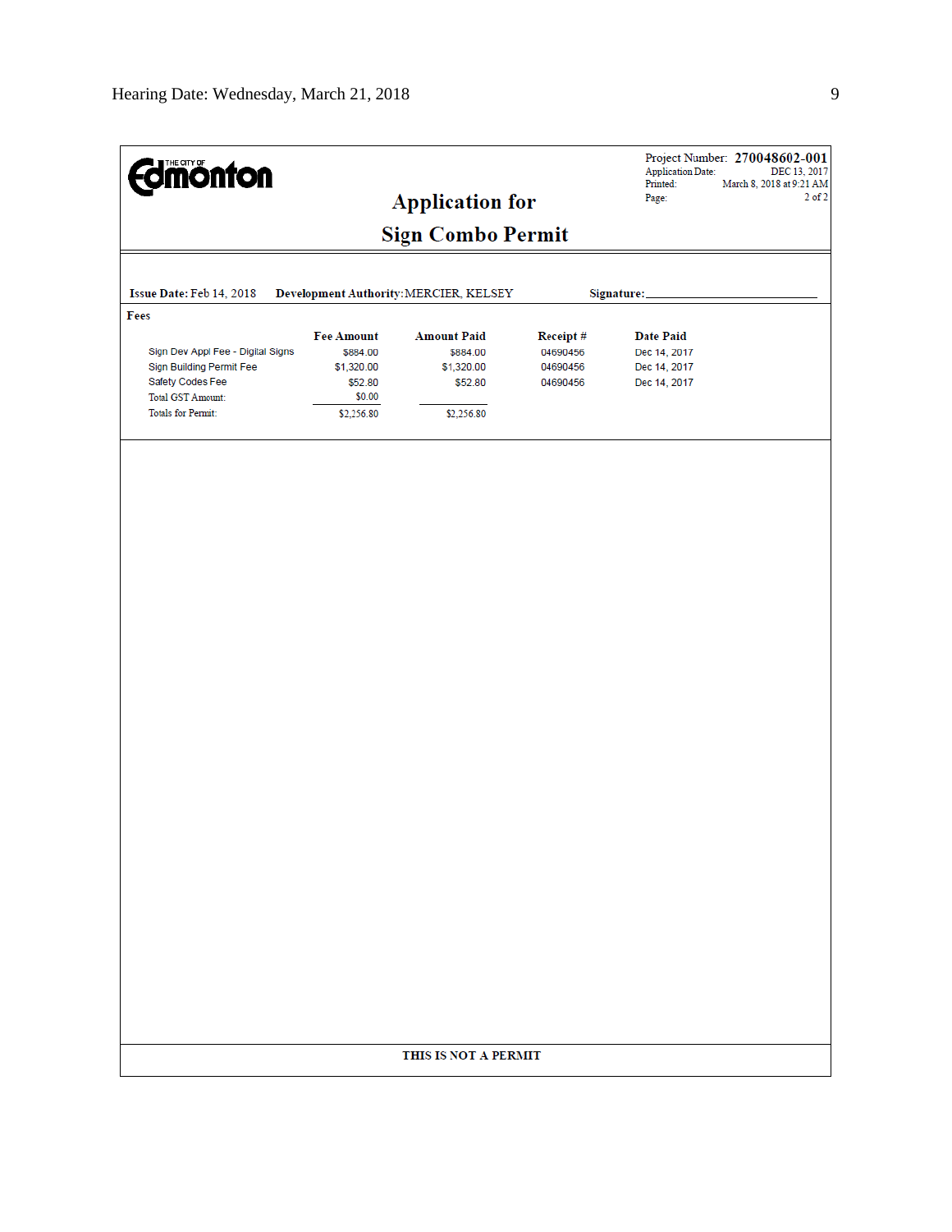THE CITY OF Edmonton

Project Number: **270048602-001**
Application Date: DEC 13, 2017
Printed: March 8, 2018 at 9:21 AM
Page: 2 of 2

# Application for
# Sign Combo Permit

**Issue Date:** Feb 14, 2018 **Development Authority:** MERCIER, KELSEY **Signature:**_______________

**Fees**

| | Fee Amount | Amount Paid | Receipt # | Date Paid |
|---|---|---|---|---|
| Sign Dev Appl Fee - Digital Signs | $884.00 | $884.00 | 04690456 | Dec 14, 2017 |
| Sign Building Permit Fee | $1,320.00 | $1,320.00 | 04690456 | Dec 14, 2017 |
| Safety Codes Fee | $52.80 | $52.80 | 04690456 | Dec 14, 2017 |
| Total GST Amount: | $0.00 | | | |
| Totals for Permit: | $2,256.80 | $2,256.80 | | |

**THIS IS NOT A PERMIT**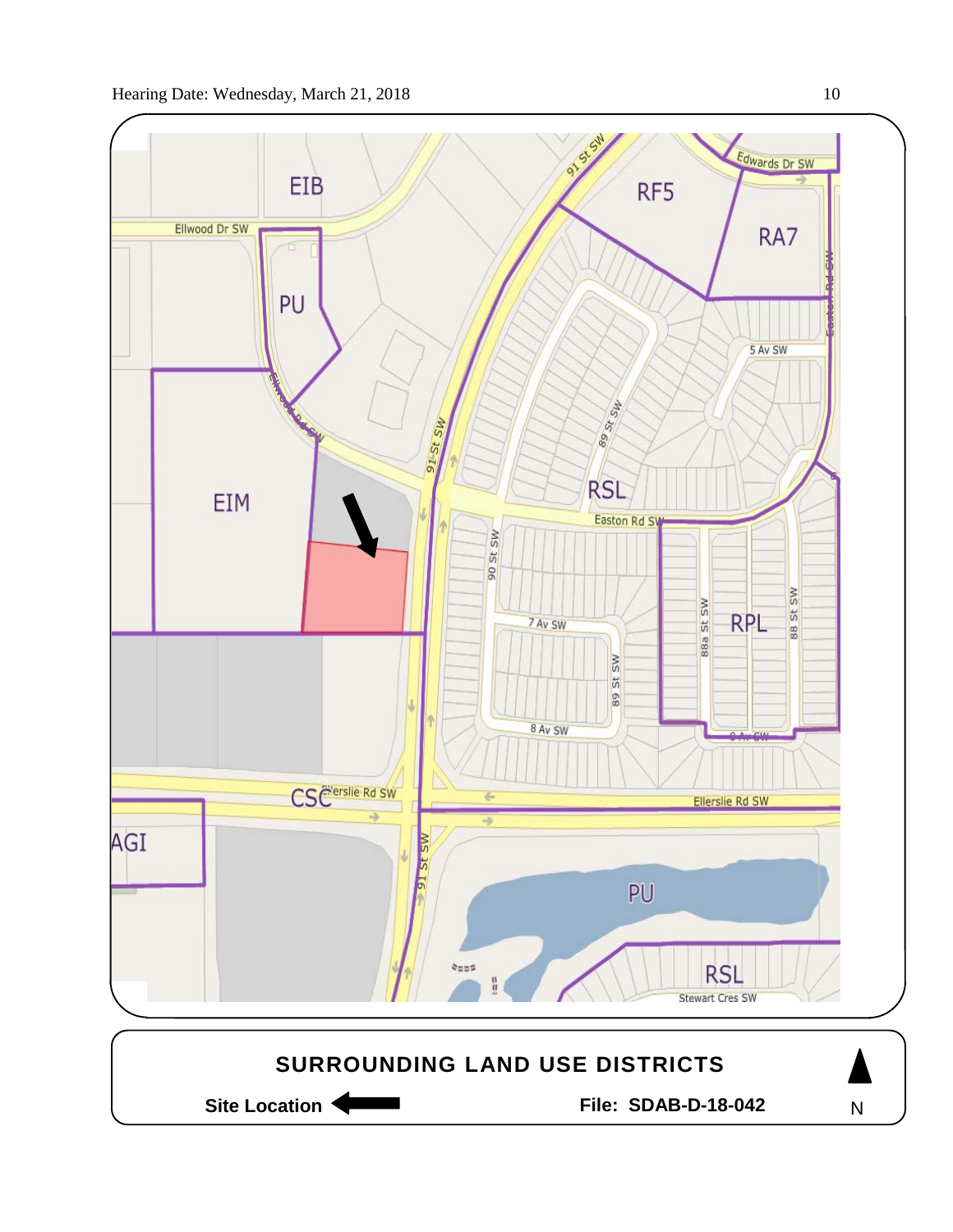EIB

Ellwood Dr SW

PU

Ellwood Rd SW

EIM

91 St SW

RF5

Edwards Dr SW

RA7

Easton Rd SW

5 Av SW

89 St SW

RSL

Easton Rd SW

90 St SW

7 Av SW

89 St SW

8 Av SW

88a St SW

RPL

88 St SW

8 Av SW

CSC

Ellerslie Rd SW

Ellerslie Rd SW

AGI

91 St SW

PU

RSL

Stewart Cres SW

**SURROUNDING LAND USE DISTRICTS**

**Site Location** ⬅

**File: SDAB-D-18-042**

N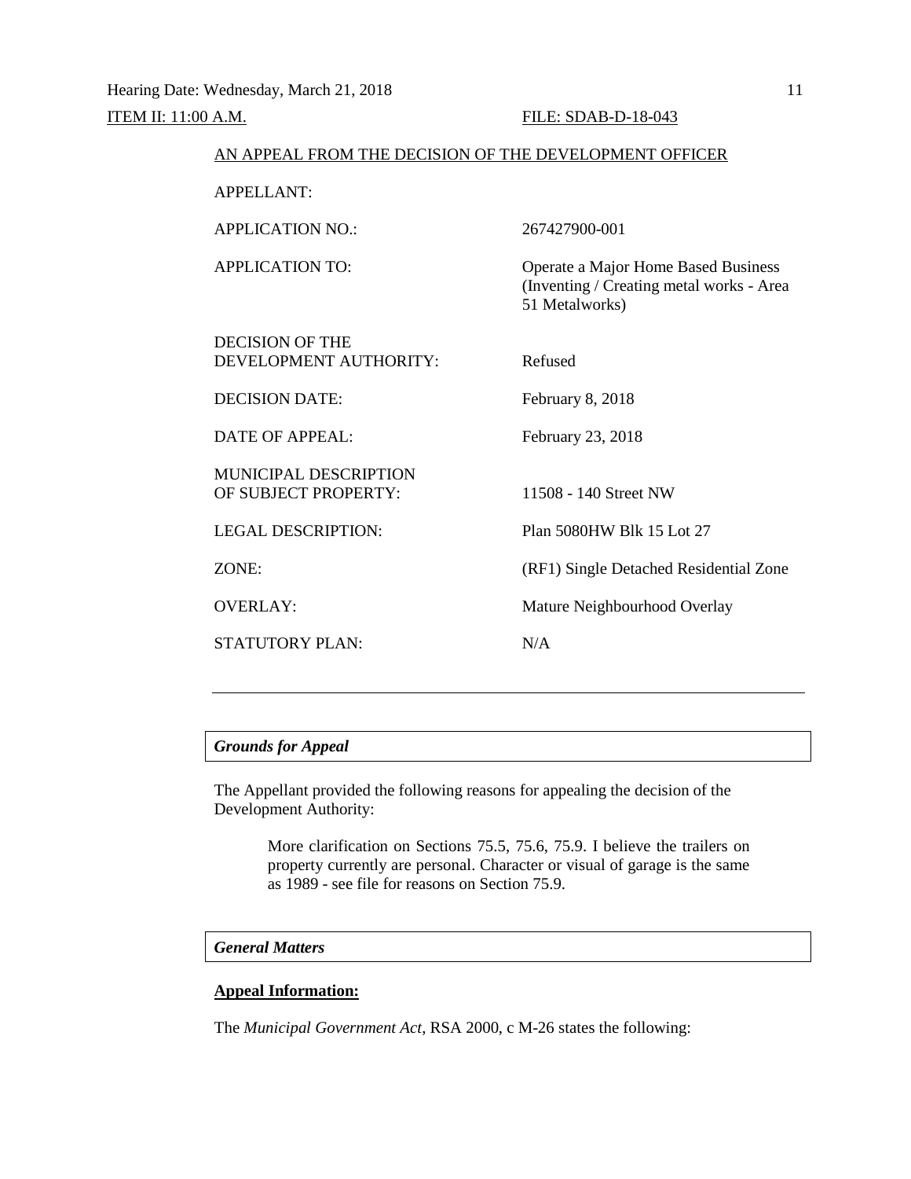ITEM II: 11:00 A.M. FILE: SDAB-D-18-043

AN APPEAL FROM THE DECISION OF THE DEVELOPMENT OFFICER

| | |
|---|---|
| APPELLANT: | |
| APPLICATION NO.: | 267427900-001 |
| APPLICATION TO: | Operate a Major Home Based Business (Inventing / Creating metal works - Area 51 Metalworks) |
| DECISION OF THE DEVELOPMENT AUTHORITY: | Refused |
| DECISION DATE: | February 8, 2018 |
| DATE OF APPEAL: | February 23, 2018 |
| MUNICIPAL DESCRIPTION OF SUBJECT PROPERTY: | 11508 - 140 Street NW |
| LEGAL DESCRIPTION: | Plan 5080HW Blk 15 Lot 27 |
| ZONE: | (RF1) Single Detached Residential Zone |
| OVERLAY: | Mature Neighbourhood Overlay |
| STATUTORY PLAN: | N/A |

---

### *Grounds for Appeal*

The Appellant provided the following reasons for appealing the decision of the Development Authority:

> More clarification on Sections 75.5, 75.6, 75.9. I believe the trailers on property currently are personal. Character or visual of garage is the same as 1989 - see file for reasons on Section 75.9.

### *General Matters*

**Appeal Information:**

The *Municipal Government Act*, RSA 2000, c M-26 states the following: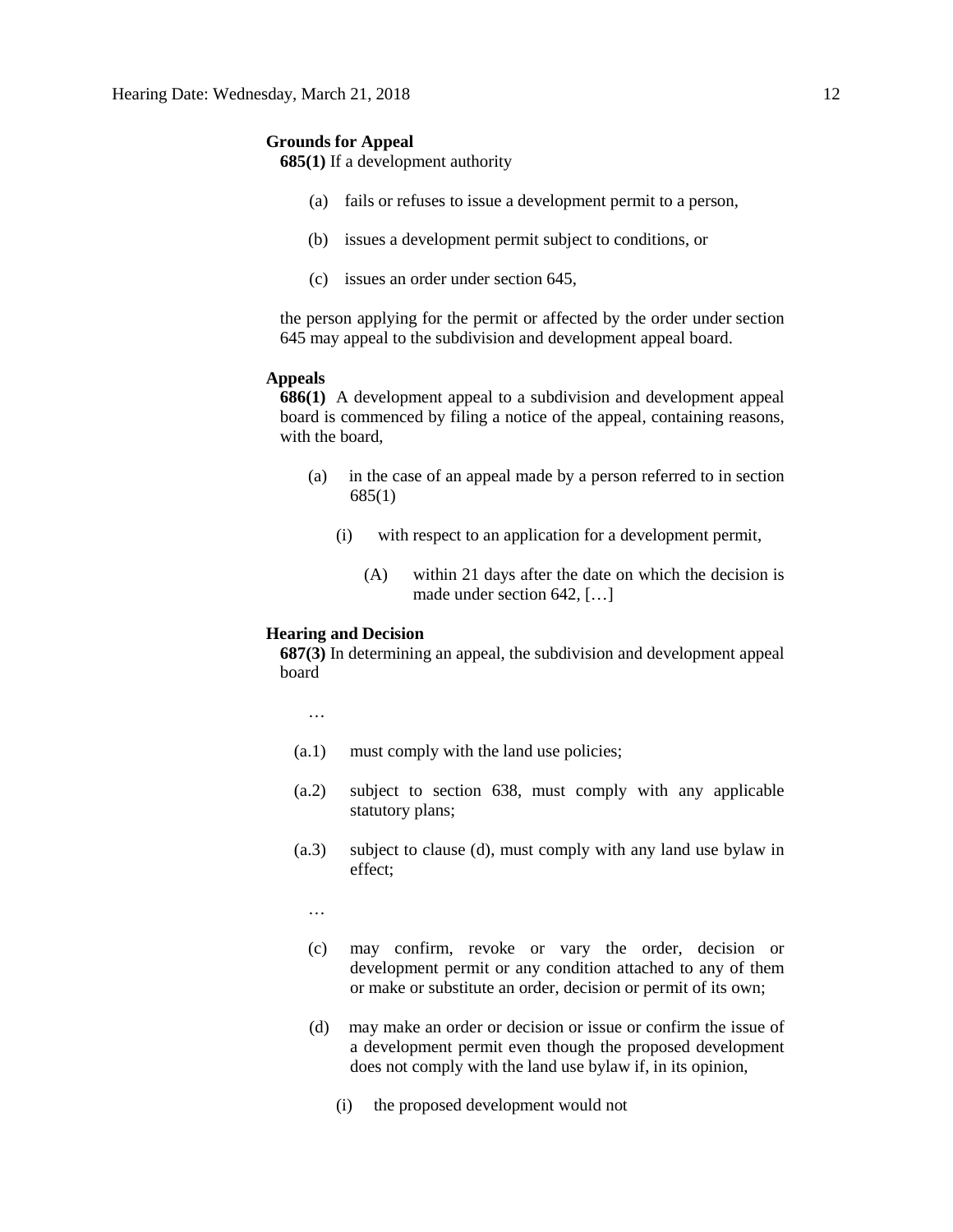**Grounds for Appeal**

**685(1)** If a development authority

(a) fails or refuses to issue a development permit to a person,

(b) issues a development permit subject to conditions, or

(c) issues an order under section 645,

the person applying for the permit or affected by the order under section 645 may appeal to the subdivision and development appeal board.

**Appeals**

**686(1)** A development appeal to a subdivision and development appeal board is commenced by filing a notice of the appeal, containing reasons, with the board,

(a) in the case of an appeal made by a person referred to in section 685(1)

(i) with respect to an application for a development permit,

(A) within 21 days after the date on which the decision is made under section 642, […]

**Hearing and Decision**

**687(3)** In determining an appeal, the subdivision and development appeal board

…

(a.1) must comply with the land use policies;

(a.2) subject to section 638, must comply with any applicable statutory plans;

(a.3) subject to clause (d), must comply with any land use bylaw in effect;

…

(c) may confirm, revoke or vary the order, decision or development permit or any condition attached to any of them or make or substitute an order, decision or permit of its own;

(d) may make an order or decision or issue or confirm the issue of a development permit even though the proposed development does not comply with the land use bylaw if, in its opinion,

(i) the proposed development would not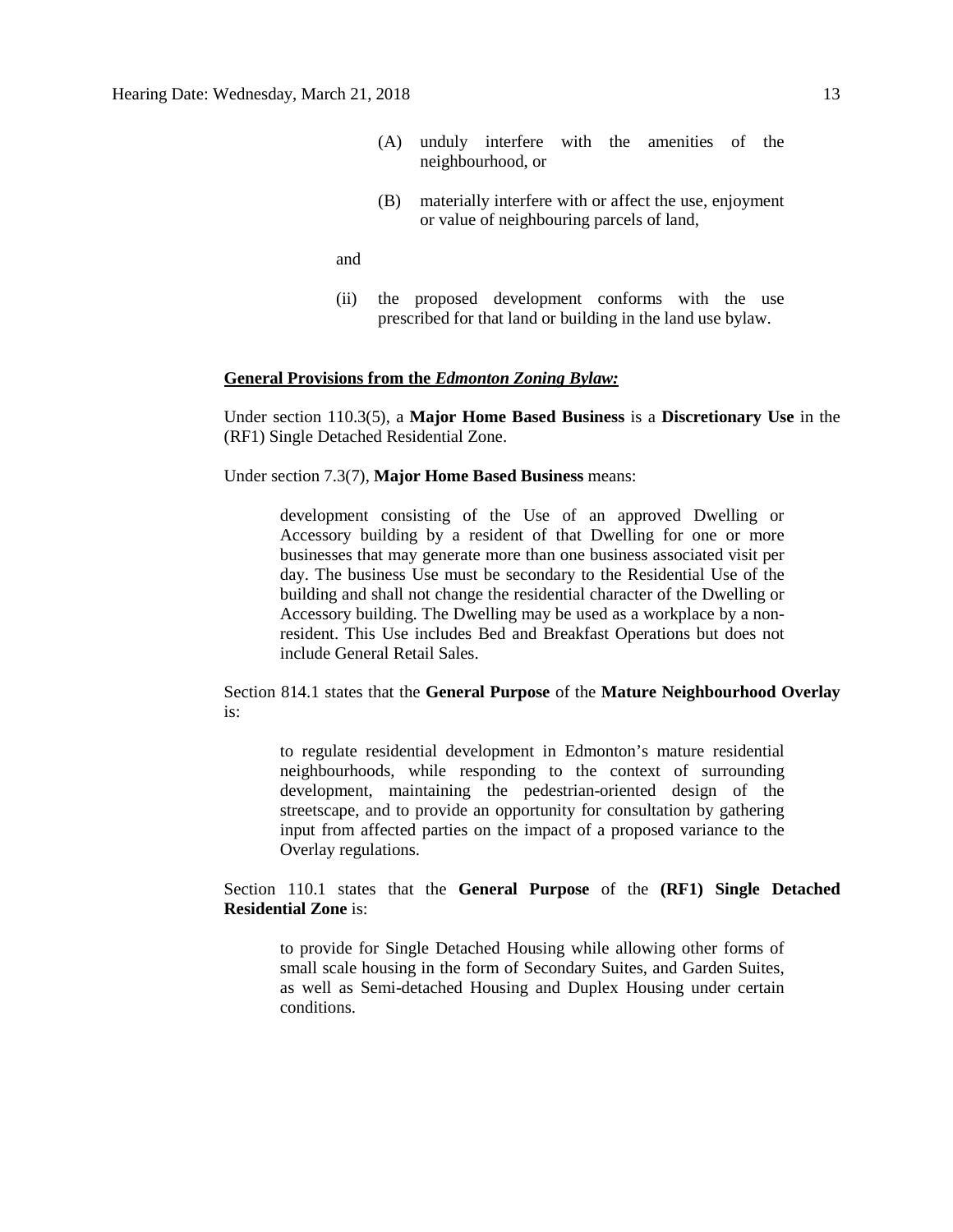(A) unduly interfere with the amenities of the neighbourhood, or

(B) materially interfere with or affect the use, enjoyment or value of neighbouring parcels of land,

and

(ii) the proposed development conforms with the use prescribed for that land or building in the land use bylaw.

**General Provisions from the *Edmonton Zoning Bylaw:***

Under section 110.3(5), a **Major Home Based Business** is a **Discretionary Use** in the (RF1) Single Detached Residential Zone.

Under section 7.3(7), **Major Home Based Business** means:

> development consisting of the Use of an approved Dwelling or Accessory building by a resident of that Dwelling for one or more businesses that may generate more than one business associated visit per day. The business Use must be secondary to the Residential Use of the building and shall not change the residential character of the Dwelling or Accessory building. The Dwelling may be used as a workplace by a non-resident. This Use includes Bed and Breakfast Operations but does not include General Retail Sales.

Section 814.1 states that the **General Purpose** of the **Mature Neighbourhood Overlay** is:

> to regulate residential development in Edmonton's mature residential neighbourhoods, while responding to the context of surrounding development, maintaining the pedestrian-oriented design of the streetscape, and to provide an opportunity for consultation by gathering input from affected parties on the impact of a proposed variance to the Overlay regulations.

Section 110.1 states that the **General Purpose** of the **(RF1) Single Detached Residential Zone** is:

> to provide for Single Detached Housing while allowing other forms of small scale housing in the form of Secondary Suites, and Garden Suites, as well as Semi-detached Housing and Duplex Housing under certain conditions.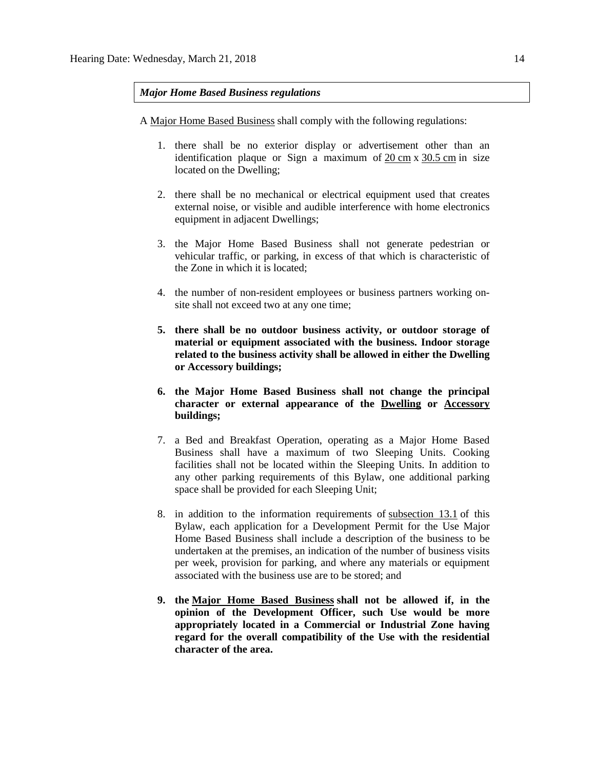***Major Home Based Business regulations***

A Major Home Based Business shall comply with the following regulations:

1. there shall be no exterior display or advertisement other than an identification plaque or Sign a maximum of 20 cm x 30.5 cm in size located on the Dwelling;

2. there shall be no mechanical or electrical equipment used that creates external noise, or visible and audible interference with home electronics equipment in adjacent Dwellings;

3. the Major Home Based Business shall not generate pedestrian or vehicular traffic, or parking, in excess of that which is characteristic of the Zone in which it is located;

4. the number of non-resident employees or business partners working on-site shall not exceed two at any one time;

5. **there shall be no outdoor business activity, or outdoor storage of material or equipment associated with the business. Indoor storage related to the business activity shall be allowed in either the Dwelling or Accessory buildings;**

6. **the Major Home Based Business shall not change the principal character or external appearance of the Dwelling or Accessory buildings;**

7. a Bed and Breakfast Operation, operating as a Major Home Based Business shall have a maximum of two Sleeping Units. Cooking facilities shall not be located within the Sleeping Units. In addition to any other parking requirements of this Bylaw, one additional parking space shall be provided for each Sleeping Unit;

8. in addition to the information requirements of subsection 13.1 of this Bylaw, each application for a Development Permit for the Use Major Home Based Business shall include a description of the business to be undertaken at the premises, an indication of the number of business visits per week, provision for parking, and where any materials or equipment associated with the business use are to be stored; and

9. **the Major Home Based Business shall not be allowed if, in the opinion of the Development Officer, such Use would be more appropriately located in a Commercial or Industrial Zone having regard for the overall compatibility of the Use with the residential character of the area.**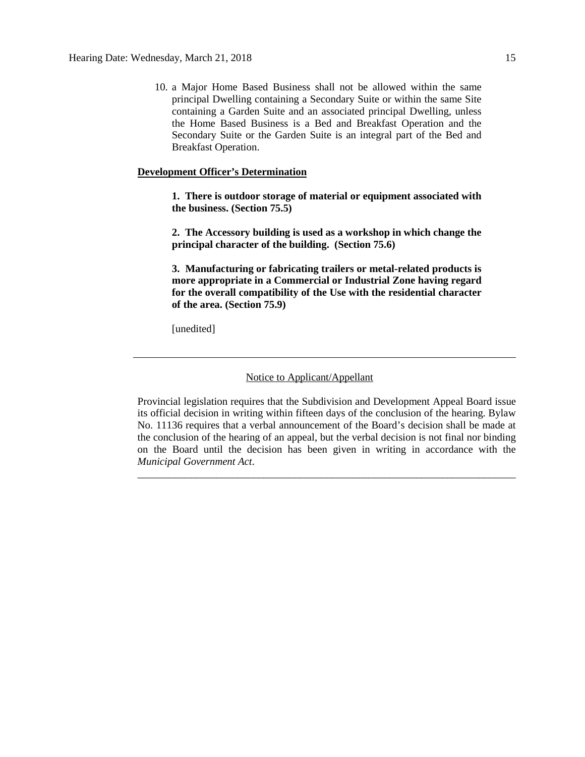10. a Major Home Based Business shall not be allowed within the same principal Dwelling containing a Secondary Suite or within the same Site containing a Garden Suite and an associated principal Dwelling, unless the Home Based Business is a Bed and Breakfast Operation and the Secondary Suite or the Garden Suite is an integral part of the Bed and Breakfast Operation.

**Development Officer's Determination**

> **1. There is outdoor storage of material or equipment associated with the business. (Section 75.5)**
>
> **2. The Accessory building is used as a workshop in which change the principal character of the building. (Section 75.6)**
>
> **3. Manufacturing or fabricating trailers or metal-related products is more appropriate in a Commercial or Industrial Zone having regard for the overall compatibility of the Use with the residential character of the area. (Section 75.9)**
>
> [unedited]

---

Notice to Applicant/Appellant

Provincial legislation requires that the Subdivision and Development Appeal Board issue its official decision in writing within fifteen days of the conclusion of the hearing. Bylaw No. 11136 requires that a verbal announcement of the Board's decision shall be made at the conclusion of the hearing of an appeal, but the verbal decision is not final nor binding on the Board until the decision has been given in writing in accordance with the *Municipal Government Act*.

---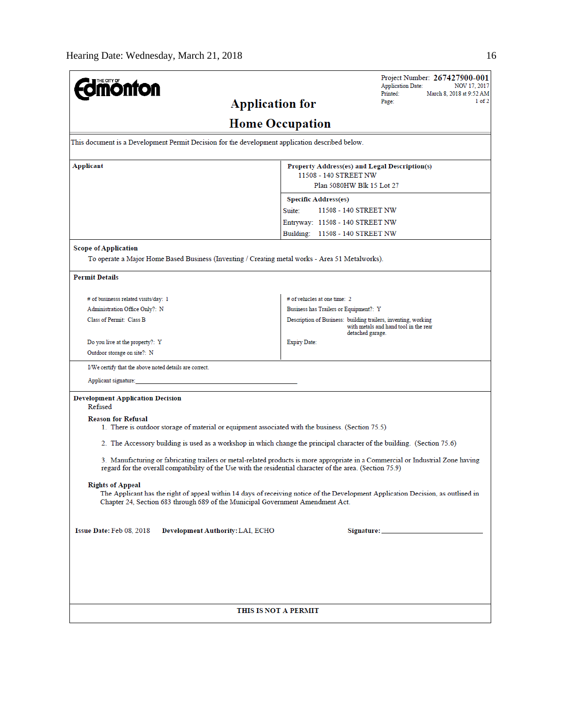THE CITY OF Edmonton

# Application for Home Occupation

Project Number: **267427900-001**
Application Date: NOV 17, 2017
Printed: March 8, 2018 at 9:52 AM
Page: 1 of 2

This document is a Development Permit Decision for the development application described below.

| **Applicant** | **Property Address(es) and Legal Description(s)** |
|---|---|
| | 11508 - 140 STREET NW<br>Plan 5080HW Blk 15 Lot 27 |
| | **Specific Address(es)** |
| | Suite: 11508 - 140 STREET NW |
| | Entryway: 11508 - 140 STREET NW |
| | Building: 11508 - 140 STREET NW |

**Scope of Application**

To operate a Major Home Based Business (Inventing / Creating metal works - Area 51 Metalworks).

**Permit Details**

| | |
|---|---|
| # of businesss related visits/day: 1 | # of vehicles at one time: 2 |
| Administration Office Only?: N | Business has Trailers or Equipment?: Y |
| Class of Permit: Class B | Description of Business: building trailers, inventing, working with metals and hand tool in the rear detached garage. |
| Do you live at the property?: Y | Expiry Date: |
| Outdoor storage on site?: N | |

I/We certify that the above noted details are correct.

Applicant signature:____________________________________________

**Development Application Decision**

Refused

**Reason for Refusal**

1. There is outdoor storage of material or equipment associated with the business. (Section 75.5)

2. The Accessory building is used as a workshop in which change the principal character of the building. (Section 75.6)

3. Manufacturing or fabricating trailers or metal-related products is more appropriate in a Commercial or Industrial Zone having regard for the overall compatibility of the Use with the residential character of the area. (Section 75.9)

**Rights of Appeal**

The Applicant has the right of appeal within 14 days of receiving notice of the Development Application Decision, as outlined in Chapter 24, Section 683 through 689 of the Municipal Government Amendment Act.

**Issue Date:** Feb 08, 2018 **Development Authority:** LAI, ECHO **Signature:**____________________

**THIS IS NOT A PERMIT**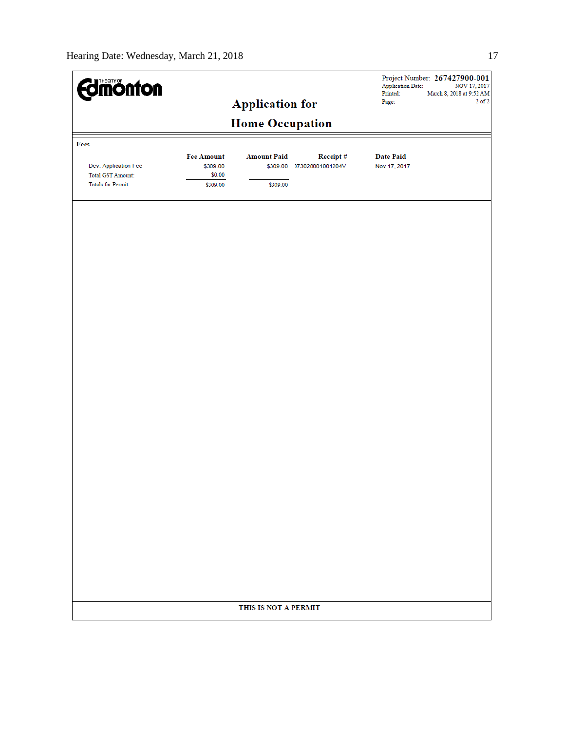Hearing Date: Wednesday, March 21, 2018

**THE CITY OF Edmonton**

# Application for Home Occupation

Project Number: **267427900-001**
Application Date: NOV 17, 2017
Printed: March 8, 2018 at 9:52 AM
Page: 2 of 2

**Fees**

| | Fee Amount | Amount Paid | Receipt # | Date Paid |
|---|---|---|---|---|
| Dev. Application Fee | $309.00 | $309.00 | )73028001001204V | Nov 17, 2017 |
| Total GST Amount: | $0.00 | | | |
| Totals for Permit: | $309.00 | $309.00 | | |

**THIS IS NOT A PERMIT**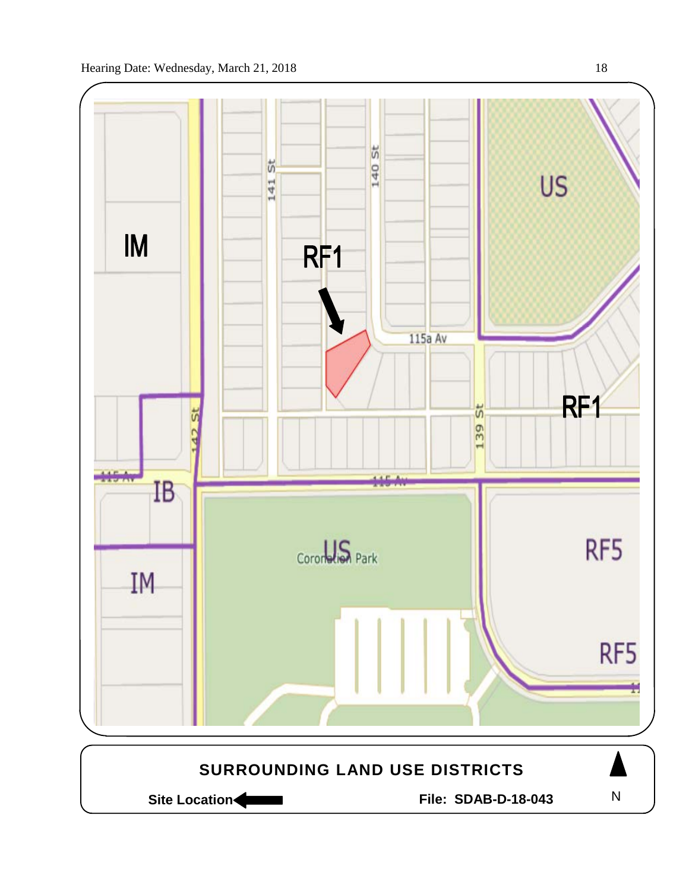IM

RF1

US

115a Av

141 St

140 St

139 St

142 St

RF1

115 Av

IB

IM

US

Coronation Park

RF5

RF5

**SURROUNDING LAND USE DISTRICTS**

**Site Location**

**File: SDAB-D-18-043**

N